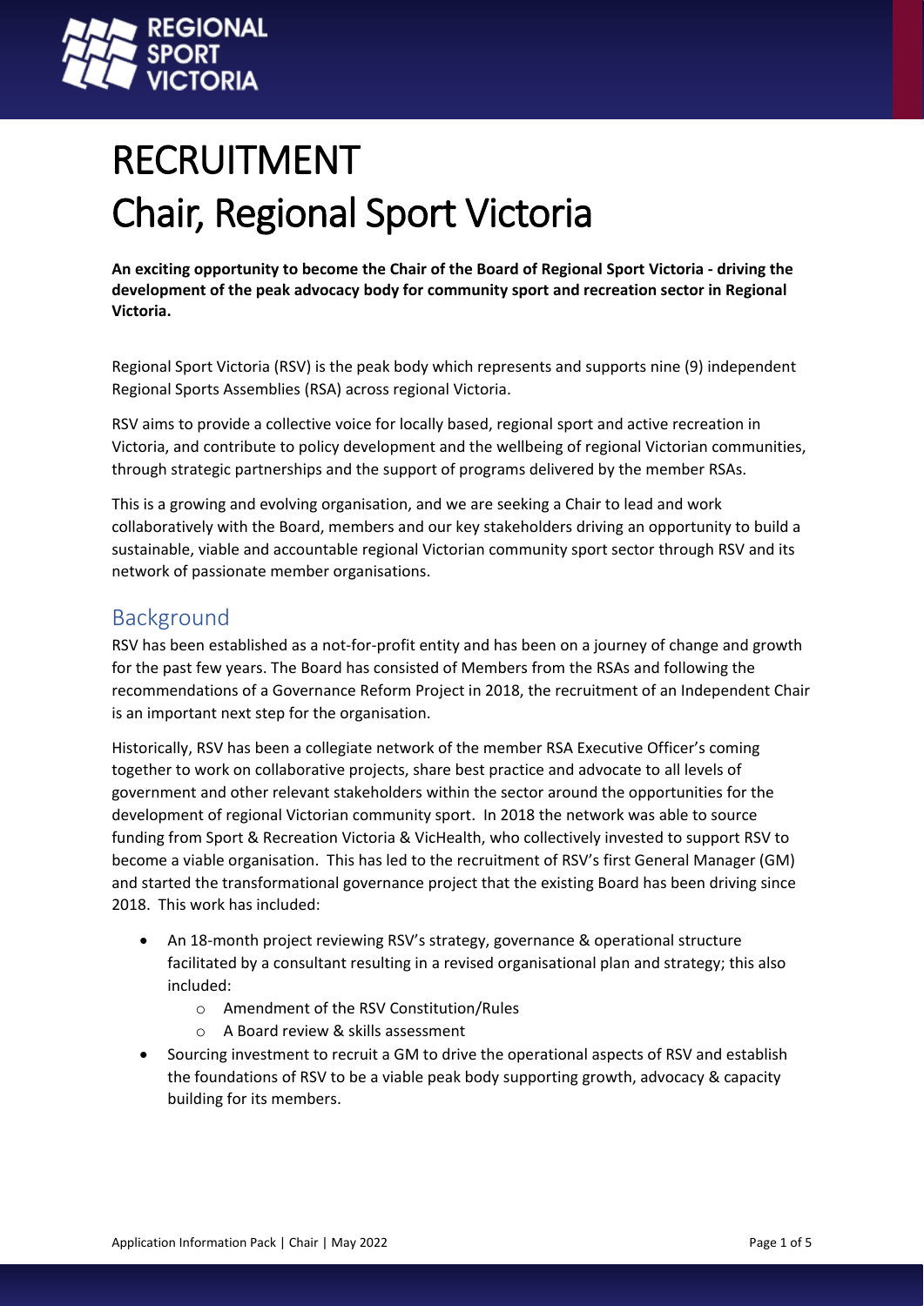# RECRUITMENT

# Chair, Regional Sport Victoria

**An exciting opportunity to become the Chair of the Board of Regional Sport Victoria - driving the development of the peak advocacy body for community sport and recreation sector in Regional Victoria.**

Regional Sport Victoria (RSV) is the peak body which represents and supports nine (9) independent Regional Sports Assemblies (RSA) across regional Victoria.

RSV aims to provide a collective voice for locally based, regional sport and active recreation in Victoria, and contribute to policy development and the wellbeing of regional Victorian communities, through strategic partnerships and the support of programs delivered by the member RSAs.

This is a growing and evolving organisation, and we are seeking a Chair to lead and work collaboratively with the Board, members and our key stakeholders driving an opportunity to build a sustainable, viable and accountable regional Victorian community sport sector through RSV and its network of passionate member organisations.

## Background

RSV has been established as a not-for-profit entity and has been on a journey of change and growth for the past few years. The Board has consisted of Members from the RSAs and following the recommendations of a Governance Reform Project in 2018, the recruitment of an Independent Chair is an important next step for the organisation.

Historically, RSV has been a collegiate network of the member RSA Executive Officer's coming together to work on collaborative projects, share best practice and advocate to all levels of government and other relevant stakeholders within the sector around the opportunities for the development of regional Victorian community sport. In 2018 the network was able to source funding from Sport & Recreation Victoria & VicHealth, who collectively invested to support RSV to become a viable organisation. This has led to the recruitment of RSV's first General Manager (GM) and started the transformational governance project that the existing Board has been driving since 2018. This work has included:

- An 18-month project reviewing RSV's strategy, governance & operational structure facilitated by a consultant resulting in a revised organisational plan and strategy; this also included:
    - Amendment of the RSV Constitution/Rules
    - A Board review & skills assessment
- Sourcing investment to recruit a GM to drive the operational aspects of RSV and establish the foundations of RSV to be a viable peak body supporting growth, advocacy & capacity building for its members.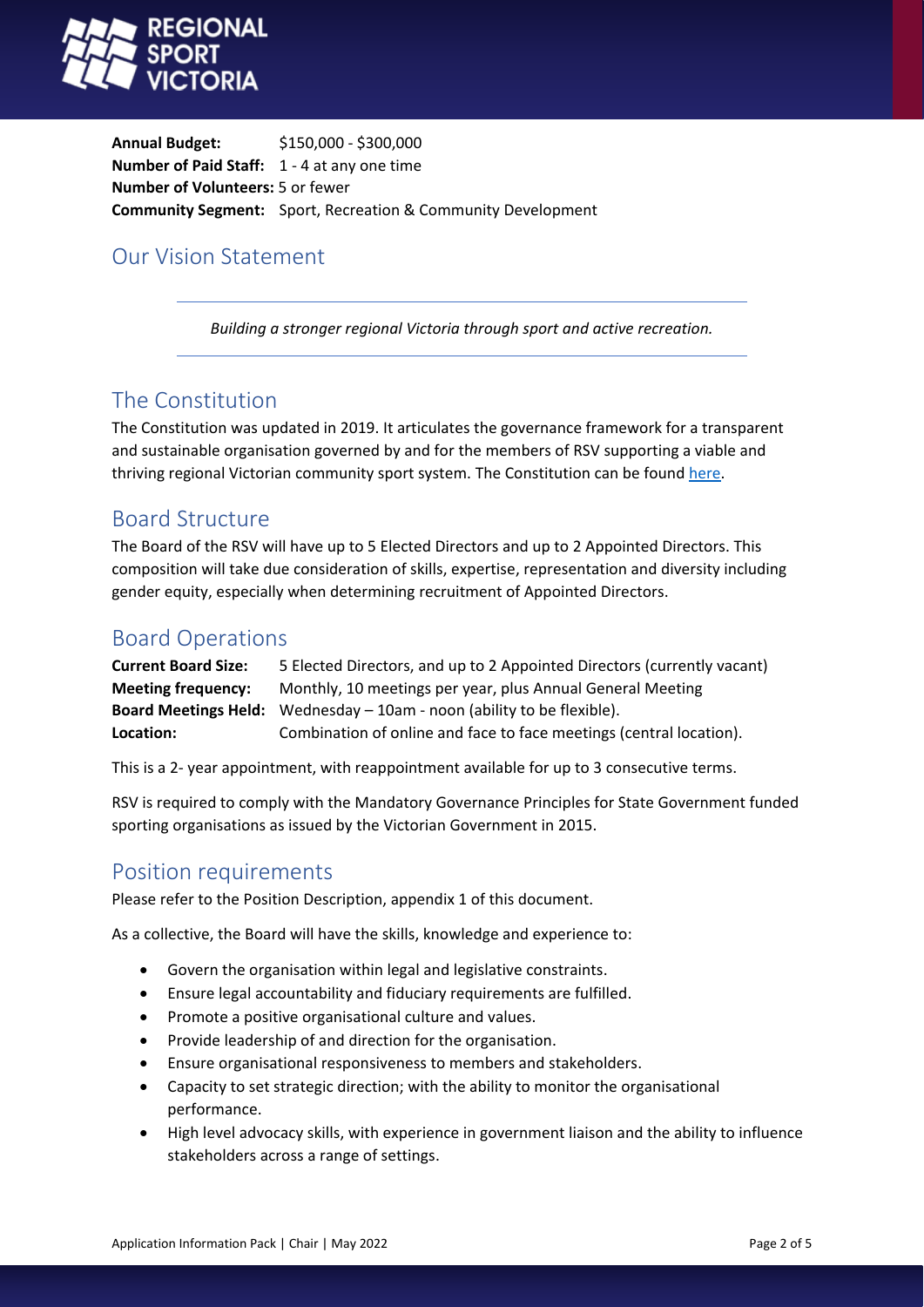**Annual Budget:** $150,000 - $300,000
**Number of Paid Staff:** 1 - 4 at any one time
**Number of Volunteers:** 5 or fewer
**Community Segment:** Sport, Recreation & Community Development

## Our Vision Statement

*Building a stronger regional Victoria through sport and active recreation.*

## The Constitution

The Constitution was updated in 2019. It articulates the governance framework for a transparent and sustainable organisation governed by and for the members of RSV supporting a viable and thriving regional Victorian community sport system. The Constitution can be found here.

## Board Structure

The Board of the RSV will have up to 5 Elected Directors and up to 2 Appointed Directors. This composition will take due consideration of skills, expertise, representation and diversity including gender equity, especially when determining recruitment of Appointed Directors.

## Board Operations

**Current Board Size:** 5 Elected Directors, and up to 2 Appointed Directors (currently vacant)
**Meeting frequency:** Monthly, 10 meetings per year, plus Annual General Meeting
**Board Meetings Held:** Wednesday – 10am - noon (ability to be flexible).
**Location:** Combination of online and face to face meetings (central location).

This is a 2- year appointment, with reappointment available for up to 3 consecutive terms.

RSV is required to comply with the Mandatory Governance Principles for State Government funded sporting organisations as issued by the Victorian Government in 2015.

## Position requirements

Please refer to the Position Description, appendix 1 of this document.

As a collective, the Board will have the skills, knowledge and experience to:

- Govern the organisation within legal and legislative constraints.
- Ensure legal accountability and fiduciary requirements are fulfilled.
- Promote a positive organisational culture and values.
- Provide leadership of and direction for the organisation.
- Ensure organisational responsiveness to members and stakeholders.
- Capacity to set strategic direction; with the ability to monitor the organisational performance.
- High level advocacy skills, with experience in government liaison and the ability to influence stakeholders across a range of settings.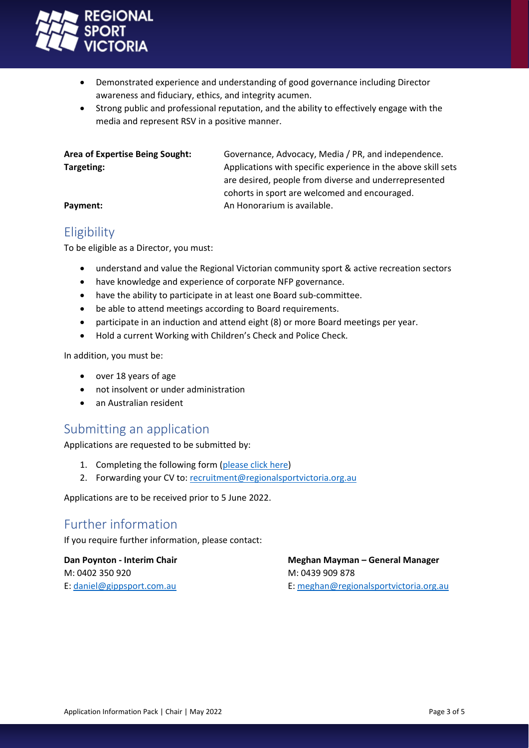- Demonstrated experience and understanding of good governance including Director awareness and fiduciary, ethics, and integrity acumen.
- Strong public and professional reputation, and the ability to effectively engage with the media and represent RSV in a positive manner.

| | |
|---|---|
| **Area of Expertise Being Sought:** | Governance, Advocacy, Media / PR, and independence. |
| **Targeting:** | Applications with specific experience in the above skill sets are desired, people from diverse and underrepresented cohorts in sport are welcomed and encouraged. |
| **Payment:** | An Honorarium is available. |

## Eligibility

To be eligible as a Director, you must:

- understand and value the Regional Victorian community sport & active recreation sectors
- have knowledge and experience of corporate NFP governance.
- have the ability to participate in at least one Board sub-committee.
- be able to attend meetings according to Board requirements.
- participate in an induction and attend eight (8) or more Board meetings per year.
- Hold a current Working with Children's Check and Police Check.

In addition, you must be:

- over 18 years of age
- not insolvent or under administration
- an Australian resident

## Submitting an application

Applications are requested to be submitted by:

1. Completing the following form (please click here)
2. Forwarding your CV to: recruitment@regionalsportvictoria.org.au

Applications are to be received prior to 5 June 2022.

## Further information

If you require further information, please contact:

**Dan Poynton - Interim Chair**
M: 0402 350 920
E: daniel@gippsport.com.au

**Meghan Mayman – General Manager**
M: 0439 909 878
E: meghan@regionalsportvictoria.org.au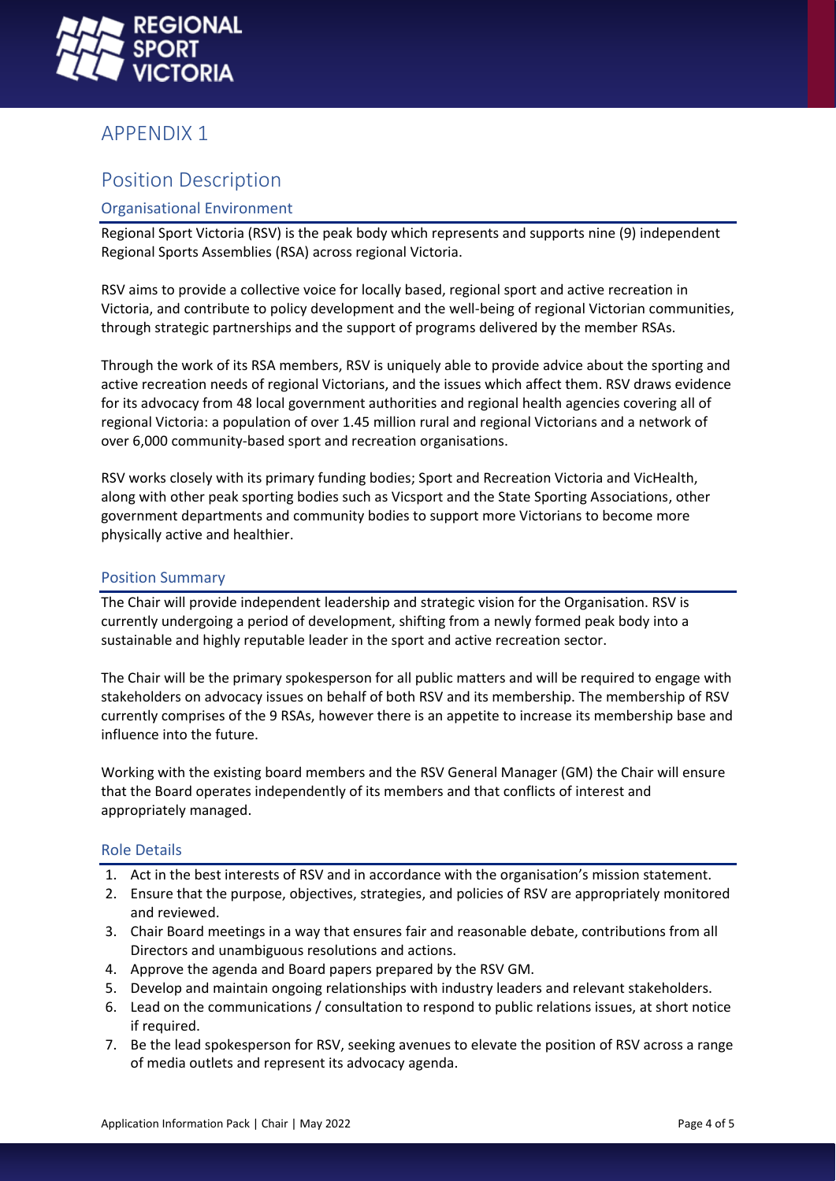# APPENDIX 1

## Position Description

### Organisational Environment

Regional Sport Victoria (RSV) is the peak body which represents and supports nine (9) independent Regional Sports Assemblies (RSA) across regional Victoria.

RSV aims to provide a collective voice for locally based, regional sport and active recreation in Victoria, and contribute to policy development and the well-being of regional Victorian communities, through strategic partnerships and the support of programs delivered by the member RSAs.

Through the work of its RSA members, RSV is uniquely able to provide advice about the sporting and active recreation needs of regional Victorians, and the issues which affect them. RSV draws evidence for its advocacy from 48 local government authorities and regional health agencies covering all of regional Victoria: a population of over 1.45 million rural and regional Victorians and a network of over 6,000 community-based sport and recreation organisations.

RSV works closely with its primary funding bodies; Sport and Recreation Victoria and VicHealth, along with other peak sporting bodies such as Vicsport and the State Sporting Associations, other government departments and community bodies to support more Victorians to become more physically active and healthier.

### Position Summary

The Chair will provide independent leadership and strategic vision for the Organisation. RSV is currently undergoing a period of development, shifting from a newly formed peak body into a sustainable and highly reputable leader in the sport and active recreation sector.

The Chair will be the primary spokesperson for all public matters and will be required to engage with stakeholders on advocacy issues on behalf of both RSV and its membership. The membership of RSV currently comprises of the 9 RSAs, however there is an appetite to increase its membership base and influence into the future.

Working with the existing board members and the RSV General Manager (GM) the Chair will ensure that the Board operates independently of its members and that conflicts of interest and appropriately managed.

### Role Details

1. Act in the best interests of RSV and in accordance with the organisation's mission statement.
2. Ensure that the purpose, objectives, strategies, and policies of RSV are appropriately monitored and reviewed.
3. Chair Board meetings in a way that ensures fair and reasonable debate, contributions from all Directors and unambiguous resolutions and actions.
4. Approve the agenda and Board papers prepared by the RSV GM.
5. Develop and maintain ongoing relationships with industry leaders and relevant stakeholders.
6. Lead on the communications / consultation to respond to public relations issues, at short notice if required.
7. Be the lead spokesperson for RSV, seeking avenues to elevate the position of RSV across a range of media outlets and represent its advocacy agenda.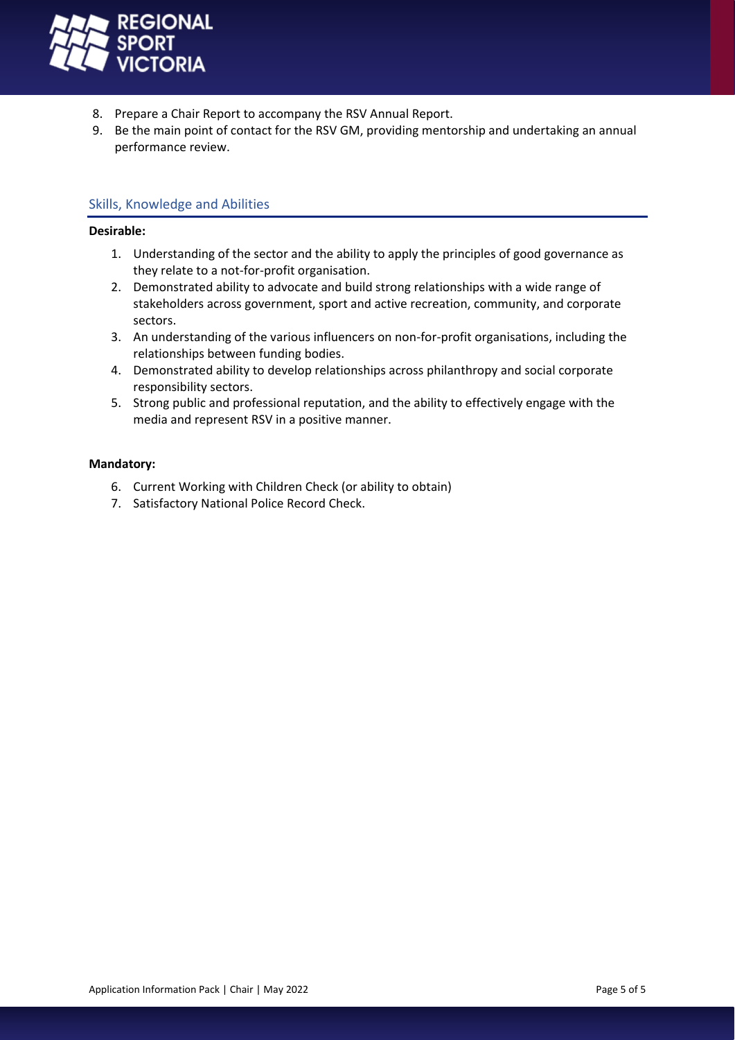8. Prepare a Chair Report to accompany the RSV Annual Report.
9. Be the main point of contact for the RSV GM, providing mentorship and undertaking an annual performance review.

## Skills, Knowledge and Abilities

**Desirable:**

1. Understanding of the sector and the ability to apply the principles of good governance as they relate to a not-for-profit organisation.
2. Demonstrated ability to advocate and build strong relationships with a wide range of stakeholders across government, sport and active recreation, community, and corporate sectors.
3. An understanding of the various influencers on non-for-profit organisations, including the relationships between funding bodies.
4. Demonstrated ability to develop relationships across philanthropy and social corporate responsibility sectors.
5. Strong public and professional reputation, and the ability to effectively engage with the media and represent RSV in a positive manner.

**Mandatory:**

6. Current Working with Children Check (or ability to obtain)
7. Satisfactory National Police Record Check.